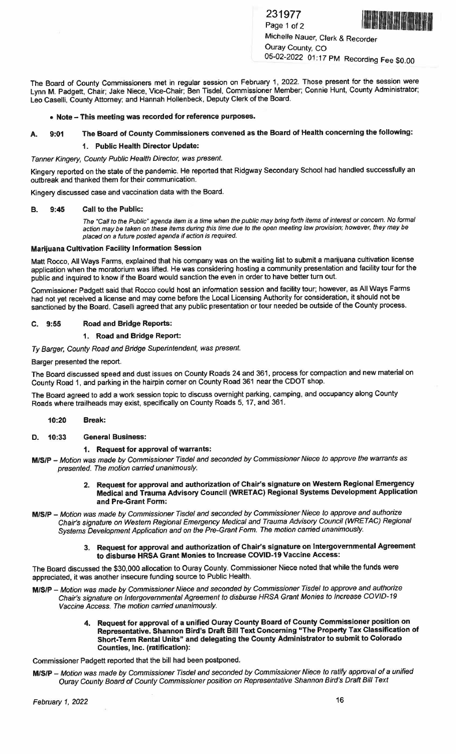231977
Michelle Nauer, Clerk & Recorder
Ouray County, CO
05-02-2022 01:17 PM Recording Fee $0.00

The Board of County Commissioners met in regular session on February 1, 2022. Those present for the session were Lynn M. Padgett, Chair; Jake Niece, Vice-Chair; Ben Tisdel, Commissioner Member; Connie Hunt, County Administrator; Leo Caselli, County Attorney; and Hannah Hollenbeck, Deputy Clerk of the Board.

- **Note – This meeting was recorded for reference purposes.**

**A. 9:01 The Board of County Commissioners convened as the Board of Health concerning the following:**

**1. Public Health Director Update:**

*Tanner Kingery, County Public Health Director, was present.*

Kingery reported on the state of the pandemic. He reported that Ridgway Secondary School had handled successfully an outbreak and thanked them for their communication.

Kingery discussed case and vaccination data with the Board.

**B. 9:45 Call to the Public:**

*The "Call to the Public" agenda item is a time when the public may bring forth items of interest or concern. No formal action may be taken on these items during this time due to the open meeting law provision; however, they may be placed on a future posted agenda if action is required.*

**Marijuana Cultivation Facility Information Session**

Matt Rocco, All Ways Farms, explained that his company was on the waiting list to submit a marijuana cultivation license application when the moratorium was lifted. He was considering hosting a community presentation and facility tour for the public and inquired to know if the Board would sanction the even in order to have better turn out.

Commissioner Padgett said that Rocco could host an information session and facility tour; however, as All Ways Farms had not yet received a license and may come before the Local Licensing Authority for consideration, it should not be sanctioned by the Board. Caselli agreed that any public presentation or tour needed be outside of the County process.

**C. 9:55 Road and Bridge Reports:**

**1. Road and Bridge Report:**

*Ty Barger, County Road and Bridge Superintendent, was present.*

Barger presented the report.

The Board discussed speed and dust issues on County Roads 24 and 361, process for compaction and new material on County Road 1, and parking in the hairpin corner on County Road 361 near the CDOT shop.

The Board agreed to add a work session topic to discuss overnight parking, camping, and occupancy along County Roads where trailheads may exist, specifically on County Roads 5, 17, and 361.

**10:20 Break:**

**D. 10:33 General Business:**

**1. Request for approval of warrants:**

**M/S/P** – *Motion was made by Commissioner Tisdel and seconded by Commissioner Niece to approve the warrants as presented. The motion carried unanimously.*

**2. Request for approval and authorization of Chair's signature on Western Regional Emergency Medical and Trauma Advisory Council (WRETAC) Regional Systems Development Application and Pre-Grant Form:**

**M/S/P** – *Motion was made by Commissioner Tisdel and seconded by Commissioner Niece to approve and authorize Chair's signature on Western Regional Emergency Medical and Trauma Advisory Council (WRETAC) Regional Systems Development Application and on the Pre-Grant Form. The motion carried unanimously.*

**3. Request for approval and authorization of Chair's signature on Intergovernmental Agreement to disburse HRSA Grant Monies to Increase COVID-19 Vaccine Access:**

The Board discussed the $30,000 allocation to Ouray County. Commissioner Niece noted that while the funds were appreciated, it was another insecure funding source to Public Health.

**M/S/P** – *Motion was made by Commissioner Niece and seconded by Commissioner Tisdel to approve and authorize Chair's signature on Intergovernmental Agreement to disburse HRSA Grant Monies to Increase COVID-19 Vaccine Access. The motion carried unanimously.*

**4. Request for approval of a unified Ouray County Board of County Commissioner position on Representative. Shannon Bird's Draft Bill Text Concerning "The Property Tax Classification of Short-Term Rental Units" and delegating the County Administrator to submit to Colorado Counties, Inc. (ratification):**

Commissioner Padgett reported that the bill had been postponed.

**M/S/P** – *Motion was made by Commissioner Tisdel and seconded by Commissioner Niece to ratify approval of a unified Ouray County Board of County Commissioner position on Representative Shannon Bird's Draft Bill Text*

February 1, 2022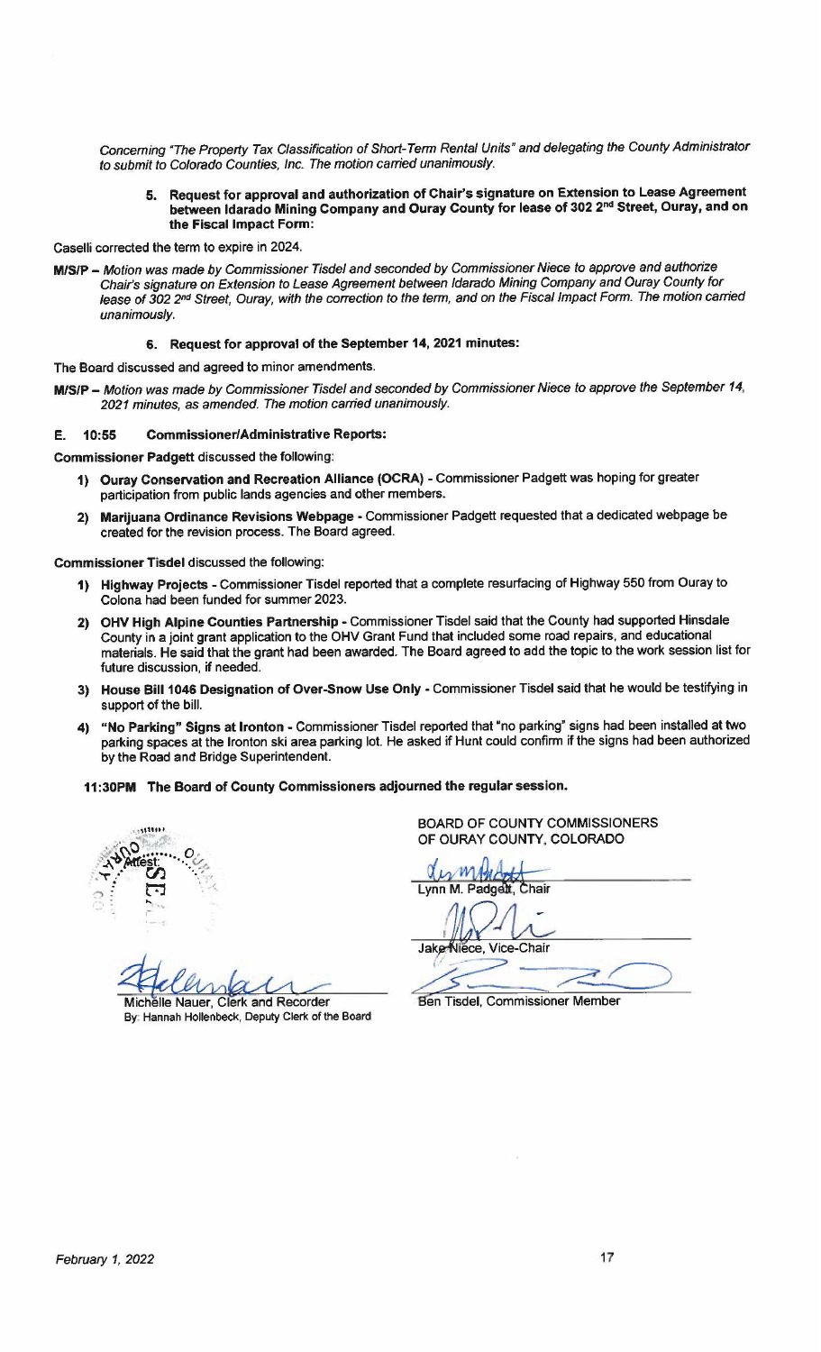*Concerning "The Property Tax Classification of Short-Term Rental Units" and delegating the County Administrator to submit to Colorado Counties, Inc. The motion carried unanimously.*

**5. Request for approval and authorization of Chair's signature on Extension to Lease Agreement between Idarado Mining Company and Ouray County for lease of 302 2nd Street, Ouray, and on the Fiscal Impact Form:**

Caselli corrected the term to expire in 2024.

**M/S/P** – *Motion was made by Commissioner Tisdel and seconded by Commissioner Niece to approve and authorize Chair's signature on Extension to Lease Agreement between Idarado Mining Company and Ouray County for lease of 302 2nd Street, Ouray, with the correction to the term, and on the Fiscal Impact Form. The motion carried unanimously.*

**6. Request for approval of the September 14, 2021 minutes:**

The Board discussed and agreed to minor amendments.

**M/S/P** – *Motion was made by Commissioner Tisdel and seconded by Commissioner Niece to approve the September 14, 2021 minutes, as amended. The motion carried unanimously.*

**E. 10:55 Commissioner/Administrative Reports:**

**Commissioner Padgett** discussed the following:

1) **Ouray Conservation and Recreation Alliance (OCRA)** - Commissioner Padgett was hoping for greater participation from public lands agencies and other members.
2) **Marijuana Ordinance Revisions Webpage** - Commissioner Padgett requested that a dedicated webpage be created for the revision process. The Board agreed.

**Commissioner Tisdel** discussed the following:

1) **Highway Projects** - Commissioner Tisdel reported that a complete resurfacing of Highway 550 from Ouray to Colona had been funded for summer 2023.
2) **OHV High Alpine Counties Partnership** - Commissioner Tisdel said that the County had supported Hinsdale County in a joint grant application to the OHV Grant Fund that included some road repairs, and educational materials. He said that the grant had been awarded. The Board agreed to add the topic to the work session list for future discussion, if needed.
3) **House Bill 1046 Designation of Over-Snow Use Only** - Commissioner Tisdel said that he would be testifying in support of the bill.
4) **"No Parking" Signs at Ironton** - Commissioner Tisdel reported that "no parking" signs had been installed at two parking spaces at the Ironton ski area parking lot. He asked if Hunt could confirm if the signs had been authorized by the Road and Bridge Superintendent.

**11:30PM The Board of County Commissioners adjourned the regular session.**

Attest:

Michelle Nauer, Clerk and Recorder
By: Hannah Hollenbeck, Deputy Clerk of the Board

BOARD OF COUNTY COMMISSIONERS
OF OURAY COUNTY, COLORADO

Lynn M. Padgett, Chair

Jake Niece, Vice-Chair

Ben Tisdel, Commissioner Member

February 1, 2022